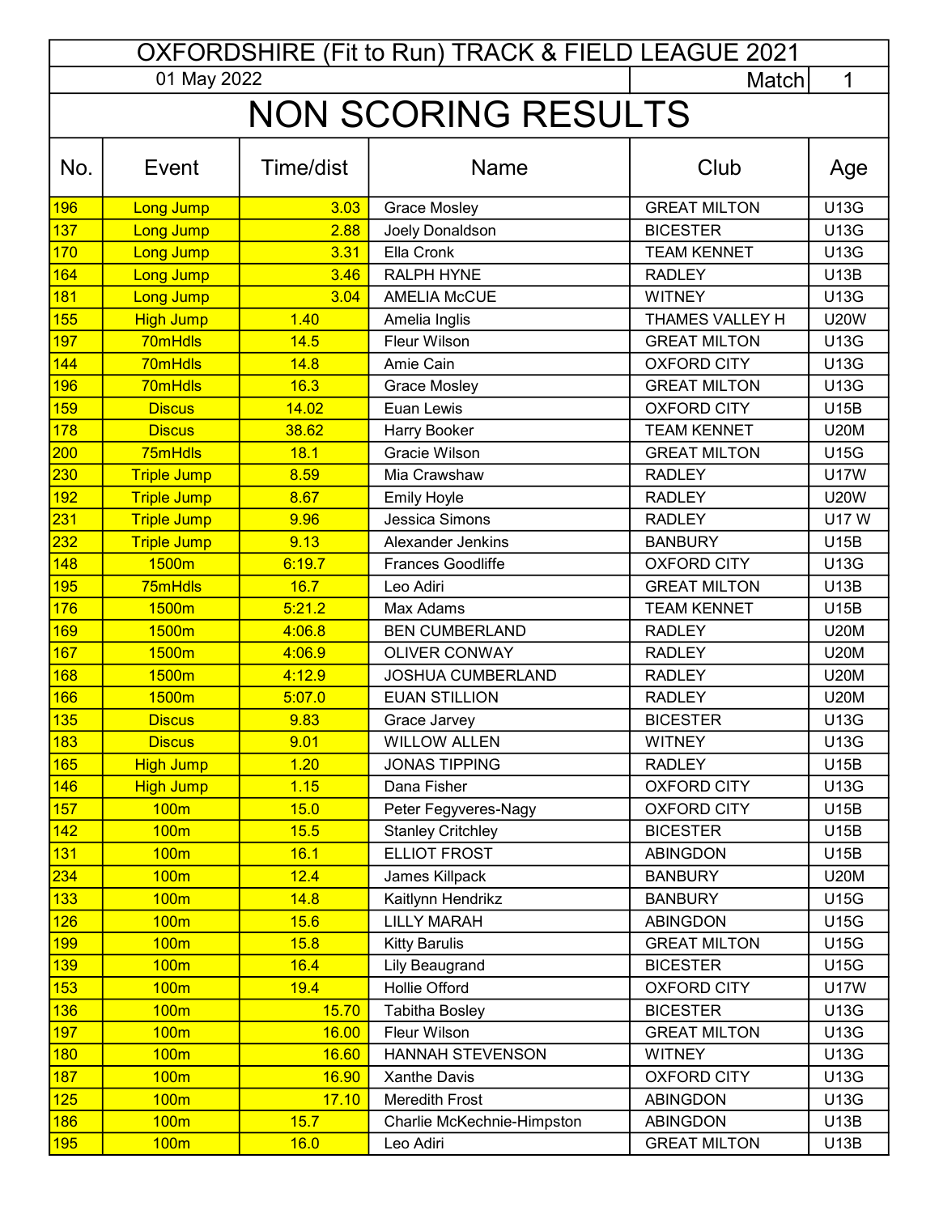# OXFORDSHIRE (Fit to Run) TRACK & FIELD LEAGUE 2021

01 May 2022 — Match 1

## NON SCORING RESULTS

| No. | Event | Time/dist | Name | Club | Age |
|---|---|---|---|---|---|
| 196 | Long Jump | 3.03 | Grace Mosley | GREAT MILTON | U13G |
| 137 | Long Jump | 2.88 | Joely Donaldson | BICESTER | U13G |
| 170 | Long Jump | 3.31 | Ella Cronk | TEAM KENNET | U13G |
| 164 | Long Jump | 3.46 | RALPH HYNE | RADLEY | U13B |
| 181 | Long Jump | 3.04 | AMELIA McCUE | WITNEY | U13G |
| 155 | High Jump | 1.40 | Amelia Inglis | THAMES VALLEY H | U20W |
| 197 | 70mHdls | 14.5 | Fleur Wilson | GREAT MILTON | U13G |
| 144 | 70mHdls | 14.8 | Amie Cain | OXFORD CITY | U13G |
| 196 | 70mHdls | 16.3 | Grace Mosley | GREAT MILTON | U13G |
| 159 | Discus | 14.02 | Euan Lewis | OXFORD CITY | U15B |
| 178 | Discus | 38.62 | Harry Booker | TEAM KENNET | U20M |
| 200 | 75mHdls | 18.1 | Gracie Wilson | GREAT MILTON | U15G |
| 230 | Triple Jump | 8.59 | Mia Crawshaw | RADLEY | U17W |
| 192 | Triple Jump | 8.67 | Emily Hoyle | RADLEY | U20W |
| 231 | Triple Jump | 9.96 | Jessica Simons | RADLEY | U17 W |
| 232 | Triple Jump | 9.13 | Alexander Jenkins | BANBURY | U15B |
| 148 | 1500m | 6:19.7 | Frances Goodliffe | OXFORD CITY | U13G |
| 195 | 75mHdls | 16.7 | Leo Adiri | GREAT MILTON | U13B |
| 176 | 1500m | 5:21.2 | Max Adams | TEAM KENNET | U15B |
| 169 | 1500m | 4:06.8 | BEN CUMBERLAND | RADLEY | U20M |
| 167 | 1500m | 4:06.9 | OLIVER CONWAY | RADLEY | U20M |
| 168 | 1500m | 4:12.9 | JOSHUA CUMBERLAND | RADLEY | U20M |
| 166 | 1500m | 5:07.0 | EUAN STILLION | RADLEY | U20M |
| 135 | Discus | 9.83 | Grace Jarvey | BICESTER | U13G |
| 183 | Discus | 9.01 | WILLOW ALLEN | WITNEY | U13G |
| 165 | High Jump | 1.20 | JONAS TIPPING | RADLEY | U15B |
| 146 | High Jump | 1.15 | Dana Fisher | OXFORD CITY | U13G |
| 157 | 100m | 15.0 | Peter Fegyveres-Nagy | OXFORD CITY | U15B |
| 142 | 100m | 15.5 | Stanley Critchley | BICESTER | U15B |
| 131 | 100m | 16.1 | ELLIOT FROST | ABINGDON | U15B |
| 234 | 100m | 12.4 | James Killpack | BANBURY | U20M |
| 133 | 100m | 14.8 | Kaitlynn Hendrikz | BANBURY | U15G |
| 126 | 100m | 15.6 | LILLY MARAH | ABINGDON | U15G |
| 199 | 100m | 15.8 | Kitty Barulis | GREAT MILTON | U15G |
| 139 | 100m | 16.4 | Lily Beaugrand | BICESTER | U15G |
| 153 | 100m | 19.4 | Hollie Offord | OXFORD CITY | U17W |
| 136 | 100m | 15.70 | Tabitha Bosley | BICESTER | U13G |
| 197 | 100m | 16.00 | Fleur Wilson | GREAT MILTON | U13G |
| 180 | 100m | 16.60 | HANNAH STEVENSON | WITNEY | U13G |
| 187 | 100m | 16.90 | Xanthe Davis | OXFORD CITY | U13G |
| 125 | 100m | 17.10 | Meredith Frost | ABINGDON | U13G |
| 186 | 100m | 15.7 | Charlie McKechnie-Himpston | ABINGDON | U13B |
| 195 | 100m | 16.0 | Leo Adiri | GREAT MILTON | U13B |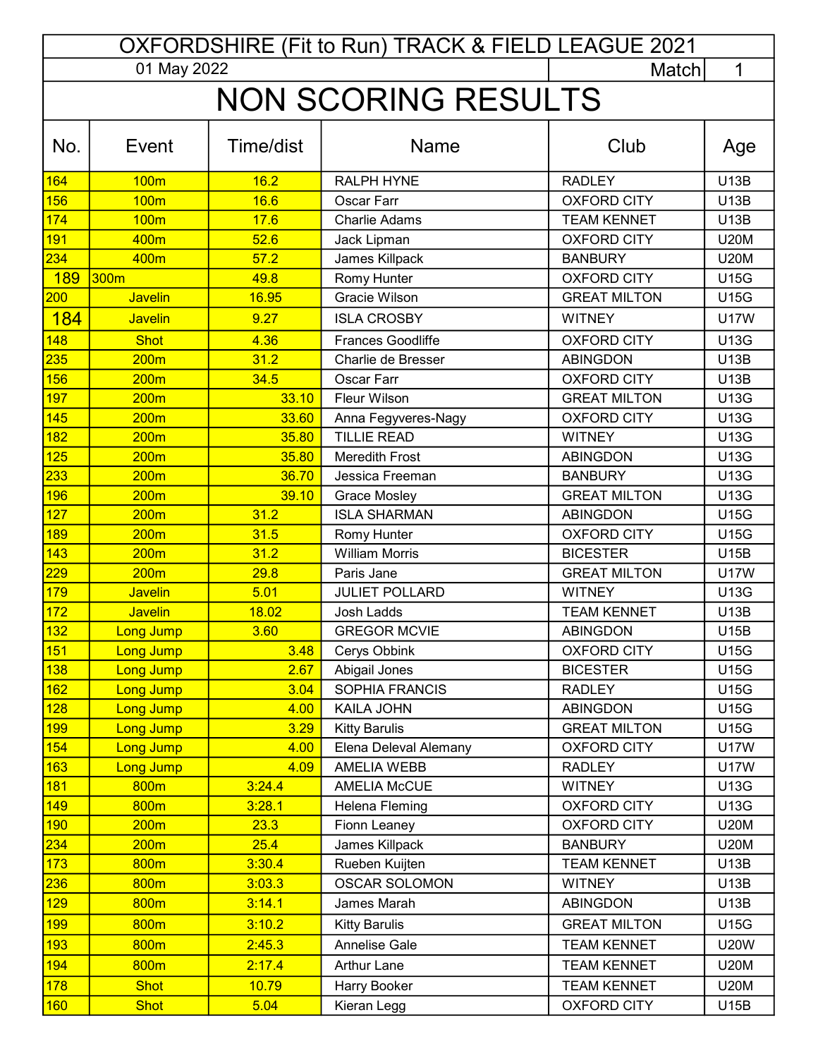| OXFORDSHIRE (Fit to Run) TRACK & FIELD LEAGUE 2021 | | | | | |
|---|---|---|---|---|---|
| 01 May 2022 | | | | Match | 1 |
| NON SCORING RESULTS | | | | | |
| No. | Event | Time/dist | Name | Club | Age |
| 164 | 100m | 16.2 | RALPH HYNE | RADLEY | U13B |
| 156 | 100m | 16.6 | Oscar Farr | OXFORD CITY | U13B |
| 174 | 100m | 17.6 | Charlie Adams | TEAM KENNET | U13B |
| 191 | 400m | 52.6 | Jack Lipman | OXFORD CITY | U20M |
| 234 | 400m | 57.2 | James Killpack | BANBURY | U20M |
| 189 | 300m | 49.8 | Romy Hunter | OXFORD CITY | U15G |
| 200 | Javelin | 16.95 | Gracie Wilson | GREAT MILTON | U15G |
| 184 | Javelin | 9.27 | ISLA CROSBY | WITNEY | U17W |
| 148 | Shot | 4.36 | Frances Goodliffe | OXFORD CITY | U13G |
| 235 | 200m | 31.2 | Charlie de Bresser | ABINGDON | U13B |
| 156 | 200m | 34.5 | Oscar Farr | OXFORD CITY | U13B |
| 197 | 200m | 33.10 | Fleur Wilson | GREAT MILTON | U13G |
| 145 | 200m | 33.60 | Anna Fegyveres-Nagy | OXFORD CITY | U13G |
| 182 | 200m | 35.80 | TILLIE READ | WITNEY | U13G |
| 125 | 200m | 35.80 | Meredith Frost | ABINGDON | U13G |
| 233 | 200m | 36.70 | Jessica Freeman | BANBURY | U13G |
| 196 | 200m | 39.10 | Grace Mosley | GREAT MILTON | U13G |
| 127 | 200m | 31.2 | ISLA SHARMAN | ABINGDON | U15G |
| 189 | 200m | 31.5 | Romy Hunter | OXFORD CITY | U15G |
| 143 | 200m | 31.2 | William Morris | BICESTER | U15B |
| 229 | 200m | 29.8 | Paris Jane | GREAT MILTON | U17W |
| 179 | Javelin | 5.01 | JULIET POLLARD | WITNEY | U13G |
| 172 | Javelin | 18.02 | Josh Ladds | TEAM KENNET | U13B |
| 132 | Long Jump | 3.60 | GREGOR MCVIE | ABINGDON | U15B |
| 151 | Long Jump | 3.48 | Cerys Obbink | OXFORD CITY | U15G |
| 138 | Long Jump | 2.67 | Abigail Jones | BICESTER | U15G |
| 162 | Long Jump | 3.04 | SOPHIA FRANCIS | RADLEY | U15G |
| 128 | Long Jump | 4.00 | KAILA JOHN | ABINGDON | U15G |
| 199 | Long Jump | 3.29 | Kitty Barulis | GREAT MILTON | U15G |
| 154 | Long Jump | 4.00 | Elena Deleval Alemany | OXFORD CITY | U17W |
| 163 | Long Jump | 4.09 | AMELIA WEBB | RADLEY | U17W |
| 181 | 800m | 3:24.4 | AMELIA McCUE | WITNEY | U13G |
| 149 | 800m | 3:28.1 | Helena Fleming | OXFORD CITY | U13G |
| 190 | 200m | 23.3 | Fionn Leaney | OXFORD CITY | U20M |
| 234 | 200m | 25.4 | James Killpack | BANBURY | U20M |
| 173 | 800m | 3:30.4 | Rueben Kuijten | TEAM KENNET | U13B |
| 236 | 800m | 3:03.3 | OSCAR SOLOMON | WITNEY | U13B |
| 129 | 800m | 3:14.1 | James Marah | ABINGDON | U13B |
| 199 | 800m | 3:10.2 | Kitty Barulis | GREAT MILTON | U15G |
| 193 | 800m | 2:45.3 | Annelise Gale | TEAM KENNET | U20W |
| 194 | 800m | 2:17.4 | Arthur Lane | TEAM KENNET | U20M |
| 178 | Shot | 10.79 | Harry Booker | TEAM KENNET | U20M |
| 160 | Shot | 5.04 | Kieran Legg | OXFORD CITY | U15B |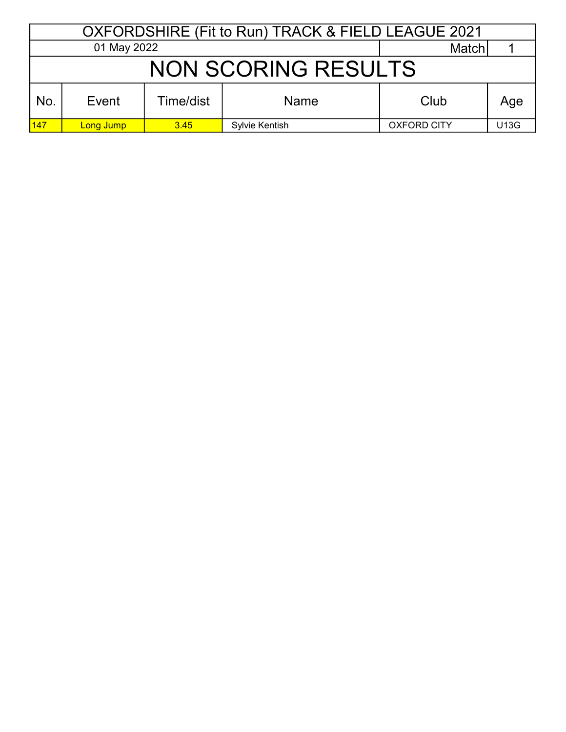OXFORDSHIRE (Fit to Run) TRACK & FIELD LEAGUE 2021

01 May 2022 | Match 1

# NON SCORING RESULTS

| No. | Event | Time/dist | Name | Club | Age |
|---|---|---|---|---|---|
| 147 | Long Jump | 3.45 | Sylvie Kentish | OXFORD CITY | U13G |